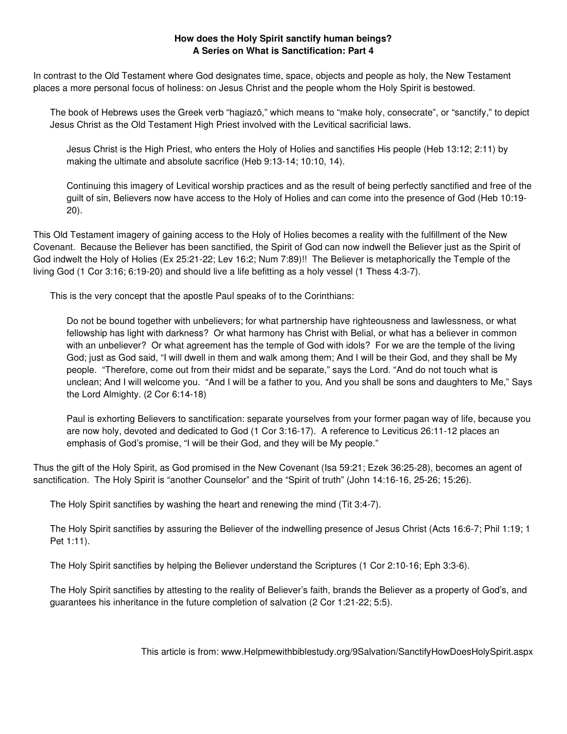**How does the Holy Spirit sanctify human beings?**
**A Series on What is Sanctification: Part 4**

In contrast to the Old Testament where God designates time, space, objects and people as holy, the New Testament places a more personal focus of holiness: on Jesus Christ and the people whom the Holy Spirit is bestowed.

> The book of Hebrews uses the Greek verb "hagiazō," which means to "make holy, consecrate", or "sanctify," to depict Jesus Christ as the Old Testament High Priest involved with the Levitical sacrificial laws.
>
> > Jesus Christ is the High Priest, who enters the Holy of Holies and sanctifies His people (Heb 13:12; 2:11) by making the ultimate and absolute sacrifice (Heb 9:13-14; 10:10, 14).
> >
> > Continuing this imagery of Levitical worship practices and as the result of being perfectly sanctified and free of the guilt of sin, Believers now have access to the Holy of Holies and can come into the presence of God (Heb 10:19-20).

This Old Testament imagery of gaining access to the Holy of Holies becomes a reality with the fulfillment of the New Covenant. Because the Believer has been sanctified, the Spirit of God can now indwell the Believer just as the Spirit of God indwelt the Holy of Holies (Ex 25:21-22; Lev 16:2; Num 7:89)!! The Believer is metaphorically the Temple of the living God (1 Cor 3:16; 6:19-20) and should live a life befitting as a holy vessel (1 Thess 4:3-7).

> This is the very concept that the apostle Paul speaks of to the Corinthians:
>
> > Do not be bound together with unbelievers; for what partnership have righteousness and lawlessness, or what fellowship has light with darkness? Or what harmony has Christ with Belial, or what has a believer in common with an unbeliever? Or what agreement has the temple of God with idols? For we are the temple of the living God; just as God said, "I will dwell in them and walk among them; And I will be their God, and they shall be My people. "Therefore, come out from their midst and be separate," says the Lord. "And do not touch what is unclean; And I will welcome you. "And I will be a father to you, And you shall be sons and daughters to Me," Says the Lord Almighty. (2 Cor 6:14-18)
> >
> > Paul is exhorting Believers to sanctification: separate yourselves from your former pagan way of life, because you are now holy, devoted and dedicated to God (1 Cor 3:16-17). A reference to Leviticus 26:11-12 places an emphasis of God's promise, "I will be their God, and they will be My people."

Thus the gift of the Holy Spirit, as God promised in the New Covenant (Isa 59:21; Ezek 36:25-28), becomes an agent of sanctification. The Holy Spirit is "another Counselor" and the "Spirit of truth" (John 14:16-16, 25-26; 15:26).

> The Holy Spirit sanctifies by washing the heart and renewing the mind (Tit 3:4-7).
>
> The Holy Spirit sanctifies by assuring the Believer of the indwelling presence of Jesus Christ (Acts 16:6-7; Phil 1:19; 1 Pet 1:11).
>
> The Holy Spirit sanctifies by helping the Believer understand the Scriptures (1 Cor 2:10-16; Eph 3:3-6).
>
> The Holy Spirit sanctifies by attesting to the reality of Believer's faith, brands the Believer as a property of God's, and guarantees his inheritance in the future completion of salvation (2 Cor 1:21-22; 5:5).

This article is from: www.Helpmewithbiblestudy.org/9Salvation/SanctifyHowDoesHolySpirit.aspx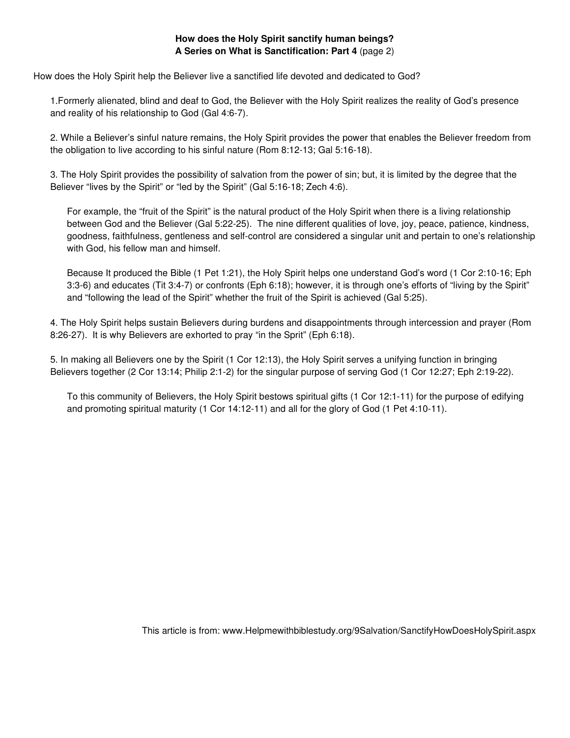**How does the Holy Spirit sanctify human beings?**
**A Series on What is Sanctification: Part 4** (page 2)

How does the Holy Spirit help the Believer live a sanctified life devoted and dedicated to God?

1.Formerly alienated, blind and deaf to God, the Believer with the Holy Spirit realizes the reality of God's presence and reality of his relationship to God (Gal 4:6-7).

2. While a Believer's sinful nature remains, the Holy Spirit provides the power that enables the Believer freedom from the obligation to live according to his sinful nature (Rom 8:12-13; Gal 5:16-18).

3. The Holy Spirit provides the possibility of salvation from the power of sin; but, it is limited by the degree that the Believer "lives by the Spirit" or "led by the Spirit" (Gal 5:16-18; Zech 4:6).

For example, the "fruit of the Spirit" is the natural product of the Holy Spirit when there is a living relationship between God and the Believer (Gal 5:22-25). The nine different qualities of love, joy, peace, patience, kindness, goodness, faithfulness, gentleness and self-control are considered a singular unit and pertain to one's relationship with God, his fellow man and himself.

Because It produced the Bible (1 Pet 1:21), the Holy Spirit helps one understand God's word (1 Cor 2:10-16; Eph 3:3-6) and educates (Tit 3:4-7) or confronts (Eph 6:18); however, it is through one's efforts of "living by the Spirit" and "following the lead of the Spirit" whether the fruit of the Spirit is achieved (Gal 5:25).

4. The Holy Spirit helps sustain Believers during burdens and disappointments through intercession and prayer (Rom 8:26-27). It is why Believers are exhorted to pray "in the Sprit" (Eph 6:18).

5. In making all Believers one by the Spirit (1 Cor 12:13), the Holy Spirit serves a unifying function in bringing Believers together (2 Cor 13:14; Philip 2:1-2) for the singular purpose of serving God (1 Cor 12:27; Eph 2:19-22).

To this community of Believers, the Holy Spirit bestows spiritual gifts (1 Cor 12:1-11) for the purpose of edifying and promoting spiritual maturity (1 Cor 14:12-11) and all for the glory of God (1 Pet 4:10-11).

This article is from: www.Helpmewithbiblestudy.org/9Salvation/SanctifyHowDoesHolySpirit.aspx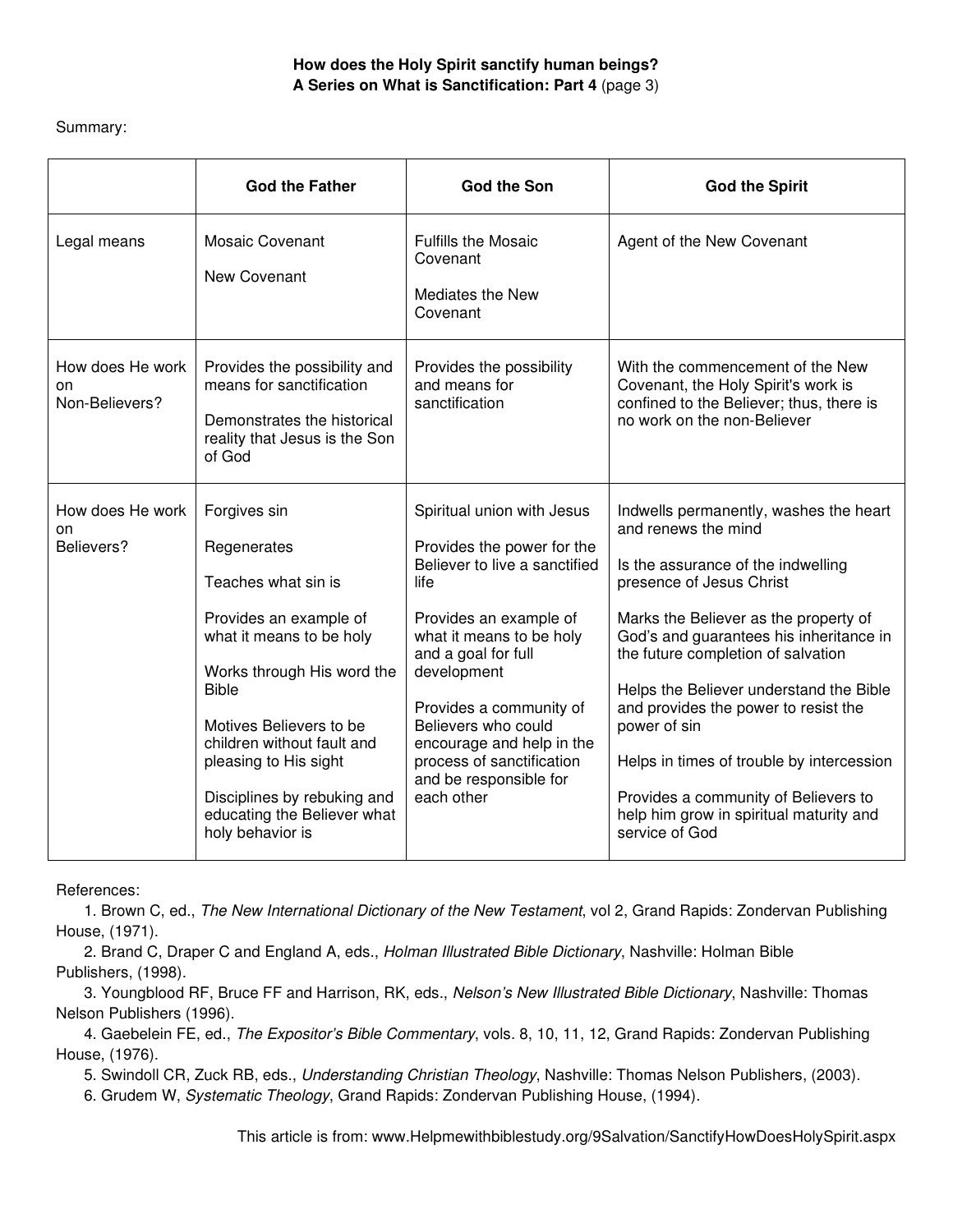**How does the Holy Spirit sanctify human beings?**
**A Series on What is Sanctification: Part 4** (page 3)

Summary:

| | **God the Father** | **God the Son** | **God the Spirit** |
|---|---|---|---|
| Legal means | Mosaic Covenant<br><br>New Covenant | Fulfills the Mosaic Covenant<br><br>Mediates the New Covenant | Agent of the New Covenant |
| How does He work on Non-Believers? | Provides the possibility and means for sanctification<br><br>Demonstrates the historical reality that Jesus is the Son of God | Provides the possibility and means for sanctification | With the commencement of the New Covenant, the Holy Spirit's work is confined to the Believer; thus, there is no work on the non-Believer |
| How does He work on Believers? | Forgives sin<br><br>Regenerates<br><br>Teaches what sin is<br><br>Provides an example of what it means to be holy<br><br>Works through His word the Bible<br><br>Motives Believers to be children without fault and pleasing to His sight<br><br>Disciplines by rebuking and educating the Believer what holy behavior is | Spiritual union with Jesus<br><br>Provides the power for the Believer to live a sanctified life<br><br>Provides an example of what it means to be holy and a goal for full development<br><br>Provides a community of Believers who could encourage and help in the process of sanctification and be responsible for each other | Indwells permanently, washes the heart and renews the mind<br><br>Is the assurance of the indwelling presence of Jesus Christ<br><br>Marks the Believer as the property of God's and guarantees his inheritance in the future completion of salvation<br><br>Helps the Believer understand the Bible and provides the power to resist the power of sin<br><br>Helps in times of trouble by intercession<br><br>Provides a community of Believers to help him grow in spiritual maturity and service of God |

References:

1. Brown C, ed., *The New International Dictionary of the New Testament*, vol 2, Grand Rapids: Zondervan Publishing House, (1971).
2. Brand C, Draper C and England A, eds., *Holman Illustrated Bible Dictionary*, Nashville: Holman Bible Publishers, (1998).
3. Youngblood RF, Bruce FF and Harrison, RK, eds., *Nelson's New Illustrated Bible Dictionary*, Nashville: Thomas Nelson Publishers (1996).
4. Gaebelein FE, ed., *The Expositor's Bible Commentary*, vols. 8, 10, 11, 12, Grand Rapids: Zondervan Publishing House, (1976).
5. Swindoll CR, Zuck RB, eds., *Understanding Christian Theology*, Nashville: Thomas Nelson Publishers, (2003).
6. Grudem W, *Systematic Theology*, Grand Rapids: Zondervan Publishing House, (1994).

This article is from: www.Helpmewithbiblestudy.org/9Salvation/SanctifyHowDoesHolySpirit.aspx